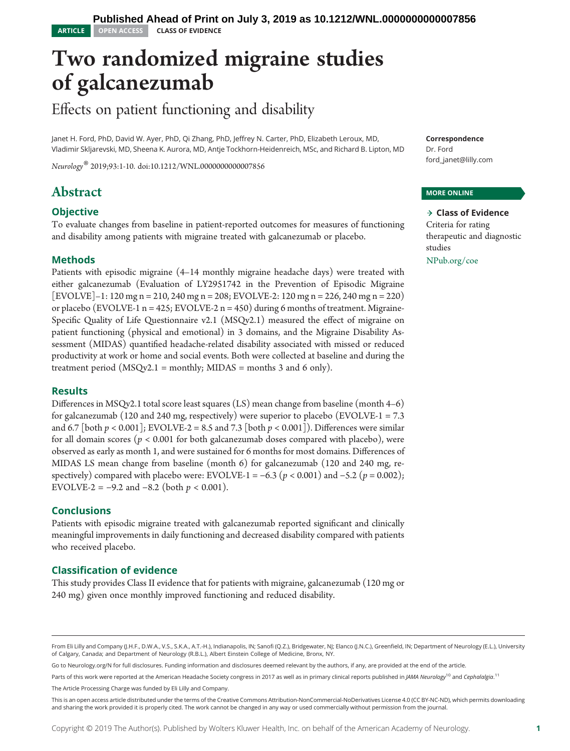Published Ahead of Print on July 3, 2019 as 10.1212/WNL.0000000000007856

ARTICLE OPEN ACCESS CLASS OF EVIDENCE

# Two randomized migraine studies of galcanezumab

## Effects on patient functioning and disability

Janet H. Ford, PhD, David W. Ayer, PhD, Qi Zhang, PhD, Jeffrey N. Carter, PhD, Elizabeth Leroux, MD, Vladimir Skljarevski, MD, Sheena K. Aurora, MD, Antje Tockhorn-Heidenreich, MSc, and Richard B. Lipton, MD

*Neurology*® 2019;93:1-10. doi:10.1212/WNL.0000000000007856

**Correspondence**
Dr. Ford
ford_janet@lilly.com

**MORE ONLINE**

→ **Class of Evidence**
Criteria for rating therapeutic and diagnostic studies
NPub.org/coe

## Abstract

### Objective

To evaluate changes from baseline in patient-reported outcomes for measures of functioning and disability among patients with migraine treated with galcanezumab or placebo.

### Methods

Patients with episodic migraine (4–14 monthly migraine headache days) were treated with either galcanezumab (Evaluation of LY2951742 in the Prevention of Episodic Migraine [EVOLVE]–1: 120 mg n = 210, 240 mg n = 208; EVOLVE-2: 120 mg n = 226, 240 mg n = 220) or placebo (EVOLVE-1 n = 425; EVOLVE-2 n = 450) during 6 months of treatment. Migraine-Specific Quality of Life Questionnaire v2.1 (MSQv2.1) measured the effect of migraine on patient functioning (physical and emotional) in 3 domains, and the Migraine Disability Assessment (MIDAS) quantified headache-related disability associated with missed or reduced productivity at work or home and social events. Both were collected at baseline and during the treatment period (MSQv2.1 = monthly; MIDAS = months 3 and 6 only).

### Results

Differences in MSQv2.1 total score least squares (LS) mean change from baseline (month 4–6) for galcanezumab (120 and 240 mg, respectively) were superior to placebo (EVOLVE-1 = 7.3 and 6.7 [both $p < 0.001$]; EVOLVE-2 = 8.5 and 7.3 [both $p < 0.001$]). Differences were similar for all domain scores ($p < 0.001$ for both galcanezumab doses compared with placebo), were observed as early as month 1, and were sustained for 6 months for most domains. Differences of MIDAS LS mean change from baseline (month 6) for galcanezumab (120 and 240 mg, respectively) compared with placebo were: EVOLVE-1 = −6.3 ($p < 0.001$) and −5.2 ($p = 0.002$); EVOLVE-2 = −9.2 and −8.2 (both $p < 0.001$).

### Conclusions

Patients with episodic migraine treated with galcanezumab reported significant and clinically meaningful improvements in daily functioning and decreased disability compared with patients who received placebo.

### Classification of evidence

This study provides Class II evidence that for patients with migraine, galcanezumab (120 mg or 240 mg) given once monthly improved functioning and reduced disability.

---

From Eli Lilly and Company (J.H.F., D.W.A., V.S., S.K.A., A.T.-H.), Indianapolis, IN; Sanofi (Q.Z.), Bridgewater, NJ; Elanco (J.N.C.), Greenfield, IN; Department of Neurology (E.L.), University of Calgary, Canada; and Department of Neurology (R.B.L.), Albert Einstein College of Medicine, Bronx, NY.

Go to Neurology.org/N for full disclosures. Funding information and disclosures deemed relevant by the authors, if any, are provided at the end of the article.

Parts of this work were reported at the American Headache Society congress in 2017 as well as in primary clinical reports published in *JAMA Neurology*[10] and *Cephalalgia*.[11]

The Article Processing Charge was funded by Eli Lilly and Company.

This is an open access article distributed under the terms of the Creative Commons Attribution-NonCommercial-NoDerivatives License 4.0 (CC BY-NC-ND), which permits downloading and sharing the work provided it is properly cited. The work cannot be changed in any way or used commercially without permission from the journal.

Copyright © 2019 The Author(s). Published by Wolters Kluwer Health, Inc. on behalf of the American Academy of Neurology.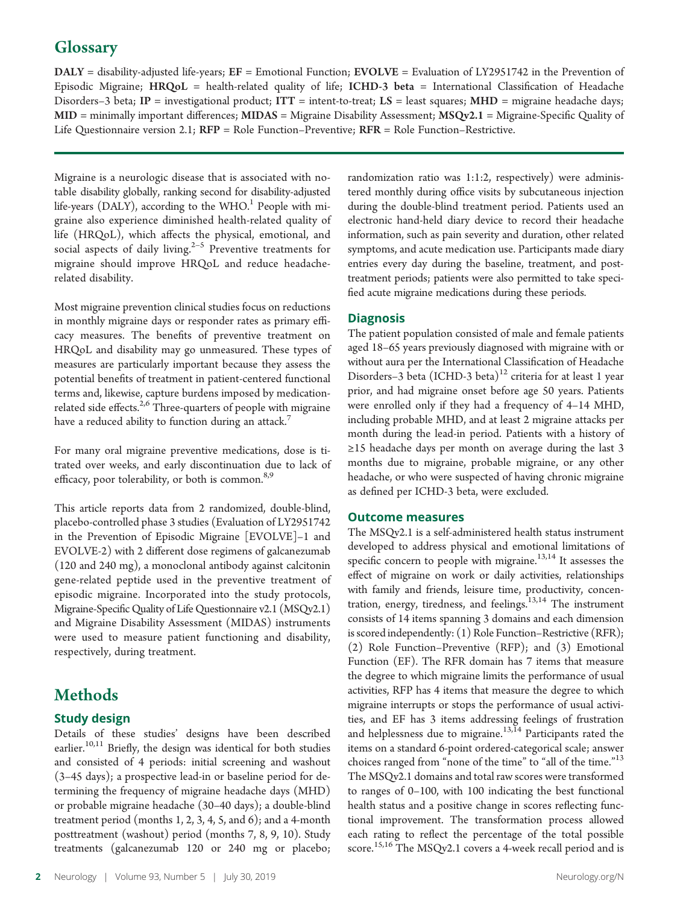# Glossary

**DALY** = disability-adjusted life-years; **EF** = Emotional Function; **EVOLVE** = Evaluation of LY2951742 in the Prevention of Episodic Migraine; **HRQoL** = health-related quality of life; **ICHD-3 beta** = International Classification of Headache Disorders–3 beta; **IP** = investigational product; **ITT** = intent-to-treat; **LS** = least squares; **MHD** = migraine headache days; **MID** = minimally important differences; **MIDAS** = Migraine Disability Assessment; **MSQv2.1** = Migraine-Specific Quality of Life Questionnaire version 2.1; **RFP** = Role Function–Preventive; **RFR** = Role Function–Restrictive.

Migraine is a neurologic disease that is associated with notable disability globally, ranking second for disability-adjusted life-years (DALY), according to the WHO.[1] People with migraine also experience diminished health-related quality of life (HRQoL), which affects the physical, emotional, and social aspects of daily living.[2–5] Preventive treatments for migraine should improve HRQoL and reduce headache-related disability.

Most migraine prevention clinical studies focus on reductions in monthly migraine days or responder rates as primary efficacy measures. The benefits of preventive treatment on HRQoL and disability may go unmeasured. These types of measures are particularly important because they assess the potential benefits of treatment in patient-centered functional terms and, likewise, capture burdens imposed by medication-related side effects.[2,6] Three-quarters of people with migraine have a reduced ability to function during an attack.[7]

For many oral migraine preventive medications, dose is titrated over weeks, and early discontinuation due to lack of efficacy, poor tolerability, or both is common.[8,9]

This article reports data from 2 randomized, double-blind, placebo-controlled phase 3 studies (Evaluation of LY2951742 in the Prevention of Episodic Migraine [EVOLVE]–1 and EVOLVE-2) with 2 different dose regimens of galcanezumab (120 and 240 mg), a monoclonal antibody against calcitonin gene-related peptide used in the preventive treatment of episodic migraine. Incorporated into the study protocols, Migraine-Specific Quality of Life Questionnaire v2.1 (MSQv2.1) and Migraine Disability Assessment (MIDAS) instruments were used to measure patient functioning and disability, respectively, during treatment.

# Methods

## Study design

Details of these studies' designs have been described earlier.[10,11] Briefly, the design was identical for both studies and consisted of 4 periods: initial screening and washout (3–45 days); a prospective lead-in or baseline period for determining the frequency of migraine headache days (MHD) or probable migraine headache (30–40 days); a double-blind treatment period (months 1, 2, 3, 4, 5, and 6); and a 4-month posttreatment (washout) period (months 7, 8, 9, 10). Study treatments (galcanezumab 120 or 240 mg or placebo; randomization ratio was 1:1:2, respectively) were administered monthly during office visits by subcutaneous injection during the double-blind treatment period. Patients used an electronic hand-held diary device to record their headache information, such as pain severity and duration, other related symptoms, and acute medication use. Participants made diary entries every day during the baseline, treatment, and post-treatment periods; patients were also permitted to take specified acute migraine medications during these periods.

## Diagnosis

The patient population consisted of male and female patients aged 18–65 years previously diagnosed with migraine with or without aura per the International Classification of Headache Disorders–3 beta (ICHD-3 beta)[12] criteria for at least 1 year prior, and had migraine onset before age 50 years. Patients were enrolled only if they had a frequency of 4–14 MHD, including probable MHD, and at least 2 migraine attacks per month during the lead-in period. Patients with a history of ≥15 headache days per month on average during the last 3 months due to migraine, probable migraine, or any other headache, or who were suspected of having chronic migraine as defined per ICHD-3 beta, were excluded.

## Outcome measures

The MSQv2.1 is a self-administered health status instrument developed to address physical and emotional limitations of specific concern to people with migraine.[13,14] It assesses the effect of migraine on work or daily activities, relationships with family and friends, leisure time, productivity, concentration, energy, tiredness, and feelings.[13,14] The instrument consists of 14 items spanning 3 domains and each dimension is scored independently: (1) Role Function–Restrictive (RFR); (2) Role Function–Preventive (RFP); and (3) Emotional Function (EF). The RFR domain has 7 items that measure the degree to which migraine limits the performance of usual activities, RFP has 4 items that measure the degree to which migraine interrupts or stops the performance of usual activities, and EF has 3 items addressing feelings of frustration and helplessness due to migraine.[13,14] Participants rated the items on a standard 6-point ordered-categorical scale; answer choices ranged from "none of the time" to "all of the time."[13] The MSQv2.1 domains and total raw scores were transformed to ranges of 0–100, with 100 indicating the best functional health status and a positive change in scores reflecting functional improvement. The transformation process allowed each rating to reflect the percentage of the total possible score.[15,16] The MSQv2.1 covers a 4-week recall period and is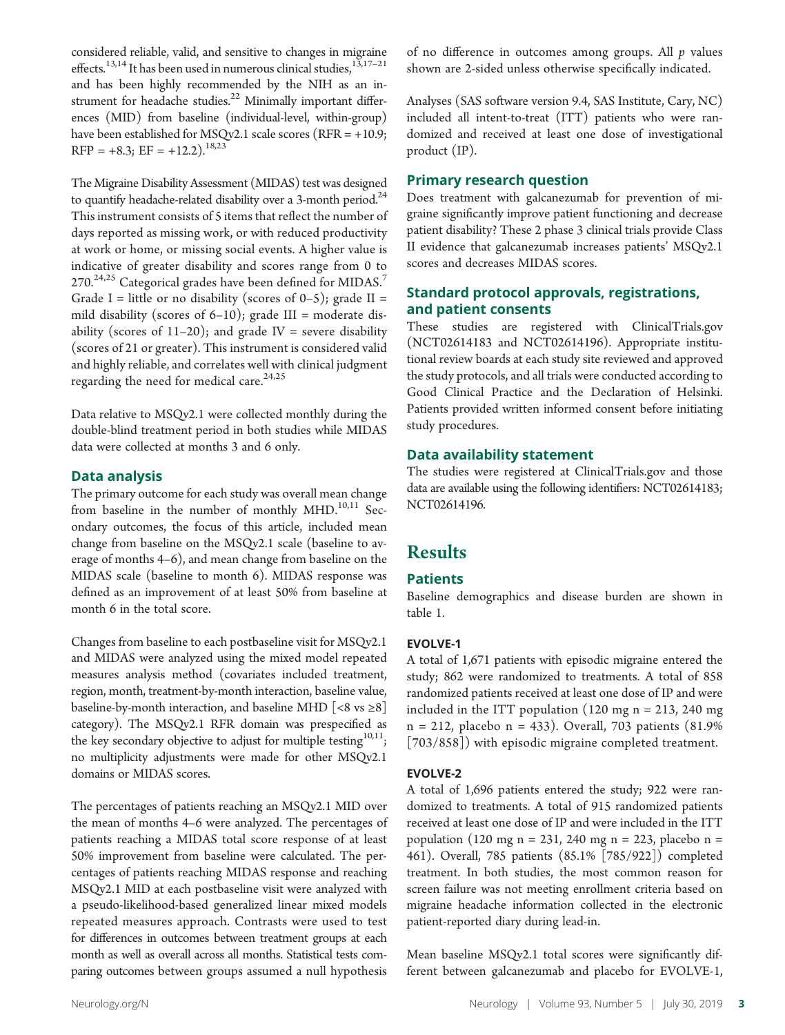considered reliable, valid, and sensitive to changes in migraine effects.[13,14] It has been used in numerous clinical studies,[13,17–21] and has been highly recommended by the NIH as an instrument for headache studies.[22] Minimally important differences (MID) from baseline (individual-level, within-group) have been established for MSQv2.1 scale scores (RFR = +10.9; RFP = +8.3; EF = +12.2).[18,23]

The Migraine Disability Assessment (MIDAS) test was designed to quantify headache-related disability over a 3-month period.[24] This instrument consists of 5 items that reflect the number of days reported as missing work, or with reduced productivity at work or home, or missing social events. A higher value is indicative of greater disability and scores range from 0 to 270.[24,25] Categorical grades have been defined for MIDAS.[7] Grade I = little or no disability (scores of 0–5); grade II = mild disability (scores of 6–10); grade III = moderate disability (scores of 11–20); and grade IV = severe disability (scores of 21 or greater). This instrument is considered valid and highly reliable, and correlates well with clinical judgment regarding the need for medical care.[24,25]

Data relative to MSQv2.1 were collected monthly during the double-blind treatment period in both studies while MIDAS data were collected at months 3 and 6 only.

### Data analysis

The primary outcome for each study was overall mean change from baseline in the number of monthly MHD.[10,11] Secondary outcomes, the focus of this article, included mean change from baseline on the MSQv2.1 scale (baseline to average of months 4–6), and mean change from baseline on the MIDAS scale (baseline to month 6). MIDAS response was defined as an improvement of at least 50% from baseline at month 6 in the total score.

Changes from baseline to each postbaseline visit for MSQv2.1 and MIDAS were analyzed using the mixed model repeated measures analysis method (covariates included treatment, region, month, treatment-by-month interaction, baseline value, baseline-by-month interaction, and baseline MHD [<8 vs ≥8] category). The MSQv2.1 RFR domain was prespecified as the key secondary objective to adjust for multiple testing[10,11]; no multiplicity adjustments were made for other MSQv2.1 domains or MIDAS scores.

The percentages of patients reaching an MSQv2.1 MID over the mean of months 4–6 were analyzed. The percentages of patients reaching a MIDAS total score response of at least 50% improvement from baseline were calculated. The percentages of patients reaching MIDAS response and reaching MSQv2.1 MID at each postbaseline visit were analyzed with a pseudo-likelihood-based generalized linear mixed models repeated measures approach. Contrasts were used to test for differences in outcomes between treatment groups at each month as well as overall across all months. Statistical tests comparing outcomes between groups assumed a null hypothesis of no difference in outcomes among groups. All $p$ values shown are 2-sided unless otherwise specifically indicated.

Analyses (SAS software version 9.4, SAS Institute, Cary, NC) included all intent-to-treat (ITT) patients who were randomized and received at least one dose of investigational product (IP).

### Primary research question

Does treatment with galcanezumab for prevention of migraine significantly improve patient functioning and decrease patient disability? These 2 phase 3 clinical trials provide Class II evidence that galcanezumab increases patients' MSQv2.1 scores and decreases MIDAS scores.

### Standard protocol approvals, registrations, and patient consents

These studies are registered with ClinicalTrials.gov (NCT02614183 and NCT02614196). Appropriate institutional review boards at each study site reviewed and approved the study protocols, and all trials were conducted according to Good Clinical Practice and the Declaration of Helsinki. Patients provided written informed consent before initiating study procedures.

### Data availability statement

The studies were registered at ClinicalTrials.gov and those data are available using the following identifiers: NCT02614183; NCT02614196.

## Results

### Patients

Baseline demographics and disease burden are shown in table 1.

#### EVOLVE-1

A total of 1,671 patients with episodic migraine entered the study; 862 were randomized to treatments. A total of 858 randomized patients received at least one dose of IP and were included in the ITT population (120 mg n = 213, 240 mg n = 212, placebo n = 433). Overall, 703 patients (81.9% [703/858]) with episodic migraine completed treatment.

#### EVOLVE-2

A total of 1,696 patients entered the study; 922 were randomized to treatments. A total of 915 randomized patients received at least one dose of IP and were included in the ITT population (120 mg n = 231, 240 mg n = 223, placebo n = 461). Overall, 785 patients (85.1% [785/922]) completed treatment. In both studies, the most common reason for screen failure was not meeting enrollment criteria based on migraine headache information collected in the electronic patient-reported diary during lead-in.

Mean baseline MSQv2.1 total scores were significantly different between galcanezumab and placebo for EVOLVE-1,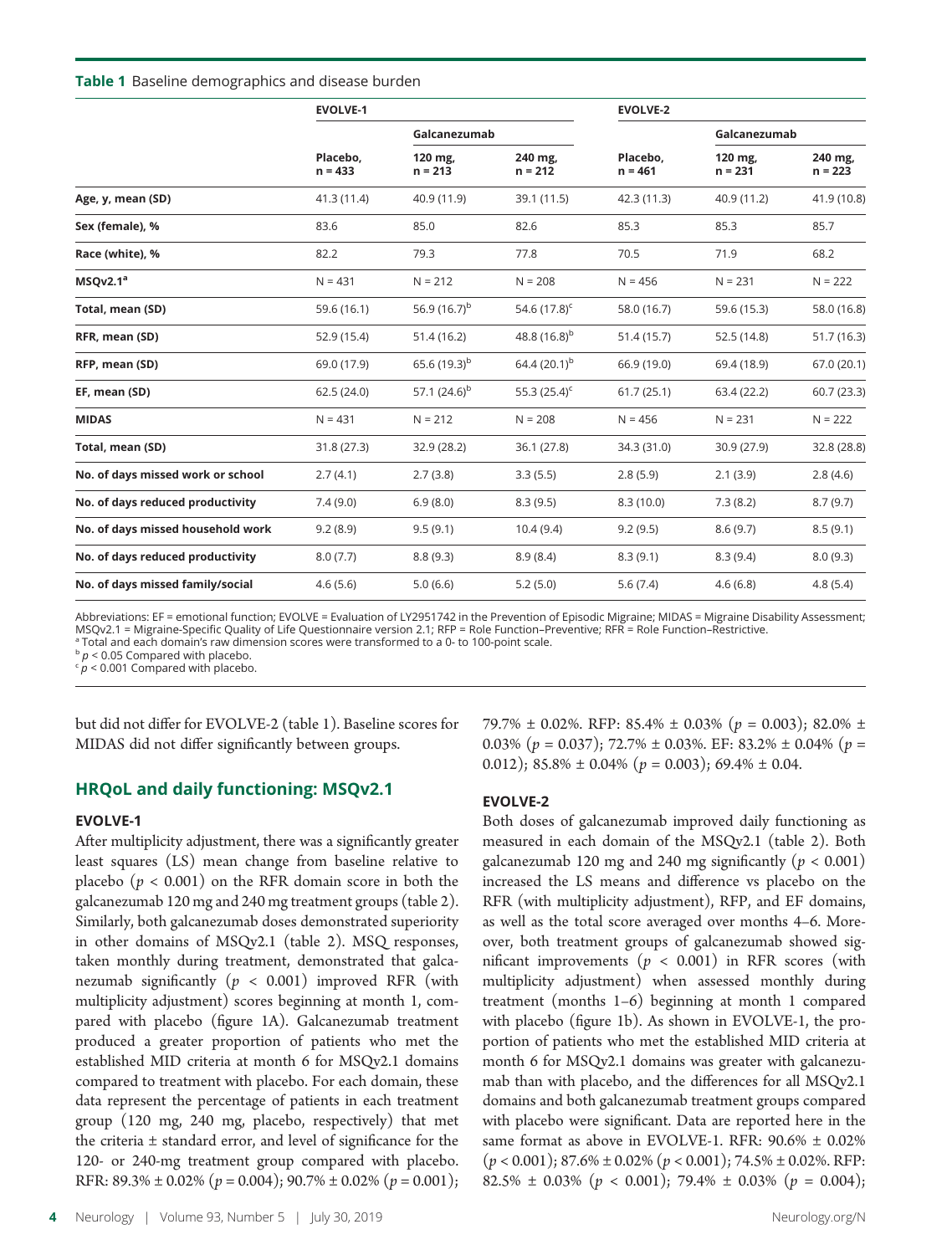**Table 1** Baseline demographics and disease burden

| | EVOLVE-1 | | | EVOLVE-2 | | |
|---|---|---|---|---|---|---|
| | | Galcanezumab | | | Galcanezumab | |
| | Placebo, n = 433 | 120 mg, n = 213 | 240 mg, n = 212 | Placebo, n = 461 | 120 mg, n = 231 | 240 mg, n = 223 |
| **Age, y, mean (SD)** | 41.3 (11.4) | 40.9 (11.9) | 39.1 (11.5) | 42.3 (11.3) | 40.9 (11.2) | 41.9 (10.8) |
| **Sex (female), %** | 83.6 | 85.0 | 82.6 | 85.3 | 85.3 | 85.7 |
| **Race (white), %** | 82.2 | 79.3 | 77.8 | 70.5 | 71.9 | 68.2 |
| **MSQv2.1[a]** | N = 431 | N = 212 | N = 208 | N = 456 | N = 231 | N = 222 |
| **Total, mean (SD)** | 59.6 (16.1) | 56.9 (16.7)[b] | 54.6 (17.8)[c] | 58.0 (16.7) | 59.6 (15.3) | 58.0 (16.8) |
| **RFR, mean (SD)** | 52.9 (15.4) | 51.4 (16.2) | 48.8 (16.8)[b] | 51.4 (15.7) | 52.5 (14.8) | 51.7 (16.3) |
| **RFP, mean (SD)** | 69.0 (17.9) | 65.6 (19.3)[b] | 64.4 (20.1)[b] | 66.9 (19.0) | 69.4 (18.9) | 67.0 (20.1) |
| **EF, mean (SD)** | 62.5 (24.0) | 57.1 (24.6)[b] | 55.3 (25.4)[c] | 61.7 (25.1) | 63.4 (22.2) | 60.7 (23.3) |
| **MIDAS** | N = 431 | N = 212 | N = 208 | N = 456 | N = 231 | N = 222 |
| **Total, mean (SD)** | 31.8 (27.3) | 32.9 (28.2) | 36.1 (27.8) | 34.3 (31.0) | 30.9 (27.9) | 32.8 (28.8) |
| **No. of days missed work or school** | 2.7 (4.1) | 2.7 (3.8) | 3.3 (5.5) | 2.8 (5.9) | 2.1 (3.9) | 2.8 (4.6) |
| **No. of days reduced productivity** | 7.4 (9.0) | 6.9 (8.0) | 8.3 (9.5) | 8.3 (10.0) | 7.3 (8.2) | 8.7 (9.7) |
| **No. of days missed household work** | 9.2 (8.9) | 9.5 (9.1) | 10.4 (9.4) | 9.2 (9.5) | 8.6 (9.7) | 8.5 (9.1) |
| **No. of days reduced productivity** | 8.0 (7.7) | 8.8 (9.3) | 8.9 (8.4) | 8.3 (9.1) | 8.3 (9.4) | 8.0 (9.3) |
| **No. of days missed family/social** | 4.6 (5.6) | 5.0 (6.6) | 5.2 (5.0) | 5.6 (7.4) | 4.6 (6.8) | 4.8 (5.4) |

Abbreviations: EF = emotional function; EVOLVE = Evaluation of LY2951742 in the Prevention of Episodic Migraine; MIDAS = Migraine Disability Assessment; MSQv2.1 = Migraine-Specific Quality of Life Questionnaire version 2.1; RFP = Role Function–Preventive; RFR = Role Function–Restrictive.
[a] Total and each domain's raw dimension scores were transformed to a 0- to 100-point scale.
[b] $p < 0.05$ Compared with placebo.
[c] $p < 0.001$ Compared with placebo.

but did not differ for EVOLVE-2 (table 1). Baseline scores for MIDAS did not differ significantly between groups.

## HRQoL and daily functioning: MSQv2.1

### EVOLVE-1

After multiplicity adjustment, there was a significantly greater least squares (LS) mean change from baseline relative to placebo ($p < 0.001$) on the RFR domain score in both the galcanezumab 120 mg and 240 mg treatment groups (table 2). Similarly, both galcanezumab doses demonstrated superiority in other domains of MSQv2.1 (table 2). MSQ responses, taken monthly during treatment, demonstrated that galcanezumab significantly ($p < 0.001$) improved RFR (with multiplicity adjustment) scores beginning at month 1, compared with placebo (figure 1A). Galcanezumab treatment produced a greater proportion of patients who met the established MID criteria at month 6 for MSQv2.1 domains compared to treatment with placebo. For each domain, these data represent the percentage of patients in each treatment group (120 mg, 240 mg, placebo, respectively) that met the criteria ± standard error, and level of significance for the 120- or 240-mg treatment group compared with placebo. RFR: 89.3% ± 0.02% ($p = 0.004$); 90.7% ± 0.02% ($p = 0.001$); 79.7% ± 0.02%. RFP: 85.4% ± 0.03% ($p = 0.003$); 82.0% ± 0.03% ($p = 0.037$); 72.7% ± 0.03%. EF: 83.2% ± 0.04% ($p = 0.012$); 85.8% ± 0.04% ($p = 0.003$); 69.4% ± 0.04.

### EVOLVE-2

Both doses of galcanezumab improved daily functioning as measured in each domain of the MSQv2.1 (table 2). Both galcanezumab 120 mg and 240 mg significantly ($p < 0.001$) increased the LS means and difference vs placebo on the RFR (with multiplicity adjustment), RFP, and EF domains, as well as the total score averaged over months 4–6. Moreover, both treatment groups of galcanezumab showed significant improvements ($p < 0.001$) in RFR scores (with multiplicity adjustment) when assessed monthly during treatment (months 1–6) beginning at month 1 compared with placebo (figure 1b). As shown in EVOLVE-1, the proportion of patients who met the established MID criteria at month 6 for MSQv2.1 domains was greater with galcanezumab than with placebo, and the differences for all MSQv2.1 domains and both galcanezumab treatment groups compared with placebo were significant. Data are reported here in the same format as above in EVOLVE-1. RFR: 90.6% ± 0.02% ($p < 0.001$); 87.6% ± 0.02% ($p < 0.001$); 74.5% ± 0.02%. RFP: 82.5% ± 0.03% ($p < 0.001$); 79.4% ± 0.03% ($p = 0.004$);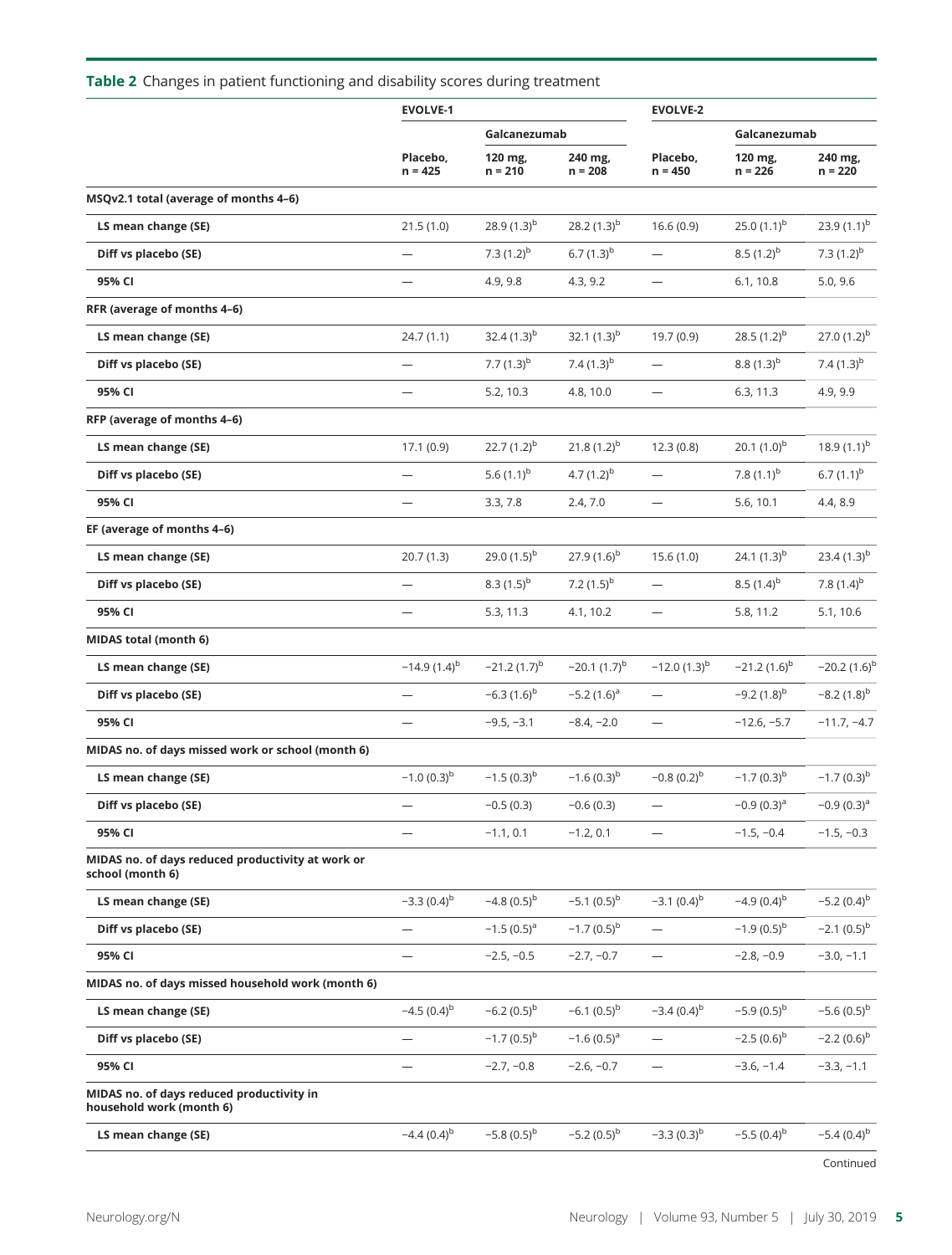**Table 2** Changes in patient functioning and disability scores during treatment

| | EVOLVE-1 | | | EVOLVE-2 | | |
|---|---|---|---|---|---|---|
| | | Galcanezumab | | | Galcanezumab | |
| | Placebo, n = 425 | 120 mg, n = 210 | 240 mg, n = 208 | Placebo, n = 450 | 120 mg, n = 226 | 240 mg, n = 220 |
| **MSQv2.1 total (average of months 4–6)** | | | | | | |
| **LS mean change (SE)** | 21.5 (1.0) | 28.9 (1.3)[b] | 28.2 (1.3)[b] | 16.6 (0.9) | 25.0 (1.1)[b] | 23.9 (1.1)[b] |
| **Diff vs placebo (SE)** | — | 7.3 (1.2)[b] | 6.7 (1.3)[b] | — | 8.5 (1.2)[b] | 7.3 (1.2)[b] |
| **95% CI** | — | 4.9, 9.8 | 4.3, 9.2 | — | 6.1, 10.8 | 5.0, 9.6 |
| **RFR (average of months 4–6)** | | | | | | |
| **LS mean change (SE)** | 24.7 (1.1) | 32.4 (1.3)[b] | 32.1 (1.3)[b] | 19.7 (0.9) | 28.5 (1.2)[b] | 27.0 (1.2)[b] |
| **Diff vs placebo (SE)** | — | 7.7 (1.3)[b] | 7.4 (1.3)[b] | — | 8.8 (1.3)[b] | 7.4 (1.3)[b] |
| **95% CI** | — | 5.2, 10.3 | 4.8, 10.0 | — | 6.3, 11.3 | 4.9, 9.9 |
| **RFP (average of months 4–6)** | | | | | | |
| **LS mean change (SE)** | 17.1 (0.9) | 22.7 (1.2)[b] | 21.8 (1.2)[b] | 12.3 (0.8) | 20.1 (1.0)[b] | 18.9 (1.1)[b] |
| **Diff vs placebo (SE)** | — | 5.6 (1.1)[b] | 4.7 (1.2)[b] | — | 7.8 (1.1)[b] | 6.7 (1.1)[b] |
| **95% CI** | — | 3.3, 7.8 | 2.4, 7.0 | — | 5.6, 10.1 | 4.4, 8.9 |
| **EF (average of months 4–6)** | | | | | | |
| **LS mean change (SE)** | 20.7 (1.3) | 29.0 (1.5)[b] | 27.9 (1.6)[b] | 15.6 (1.0) | 24.1 (1.3)[b] | 23.4 (1.3)[b] |
| **Diff vs placebo (SE)** | — | 8.3 (1.5)[b] | 7.2 (1.5)[b] | — | 8.5 (1.4)[b] | 7.8 (1.4)[b] |
| **95% CI** | — | 5.3, 11.3 | 4.1, 10.2 | — | 5.8, 11.2 | 5.1, 10.6 |
| **MIDAS total (month 6)** | | | | | | |
| **LS mean change (SE)** | −14.9 (1.4)[b] | −21.2 (1.7)[b] | −20.1 (1.7)[b] | −12.0 (1.3)[b] | −21.2 (1.6)[b] | −20.2 (1.6)[b] |
| **Diff vs placebo (SE)** | — | −6.3 (1.6)[b] | −5.2 (1.6)[a] | — | −9.2 (1.8)[b] | −8.2 (1.8)[b] |
| **95% CI** | — | −9.5, −3.1 | −8.4, −2.0 | — | −12.6, −5.7 | −11.7, −4.7 |
| **MIDAS no. of days missed work or school (month 6)** | | | | | | |
| **LS mean change (SE)** | −1.0 (0.3)[b] | −1.5 (0.3)[b] | −1.6 (0.3)[b] | −0.8 (0.2)[b] | −1.7 (0.3)[b] | −1.7 (0.3)[b] |
| **Diff vs placebo (SE)** | — | −0.5 (0.3) | −0.6 (0.3) | — | −0.9 (0.3)[a] | −0.9 (0.3)[a] |
| **95% CI** | — | −1.1, 0.1 | −1.2, 0.1 | — | −1.5, −0.4 | −1.5, −0.3 |
| **MIDAS no. of days reduced productivity at work or school (month 6)** | | | | | | |
| **LS mean change (SE)** | −3.3 (0.4)[b] | −4.8 (0.5)[b] | −5.1 (0.5)[b] | −3.1 (0.4)[b] | −4.9 (0.4)[b] | −5.2 (0.4)[b] |
| **Diff vs placebo (SE)** | — | −1.5 (0.5)[a] | −1.7 (0.5)[b] | — | −1.9 (0.5)[b] | −2.1 (0.5)[b] |
| **95% CI** | — | −2.5, −0.5 | −2.7, −0.7 | — | −2.8, −0.9 | −3.0, −1.1 |
| **MIDAS no. of days missed household work (month 6)** | | | | | | |
| **LS mean change (SE)** | −4.5 (0.4)[b] | −6.2 (0.5)[b] | −6.1 (0.5)[b] | −3.4 (0.4)[b] | −5.9 (0.5)[b] | −5.6 (0.5)[b] |
| **Diff vs placebo (SE)** | — | −1.7 (0.5)[b] | −1.6 (0.5)[a] | — | −2.5 (0.6)[b] | −2.2 (0.6)[b] |
| **95% CI** | — | −2.7, −0.8 | −2.6, −0.7 | — | −3.6, −1.4 | −3.3, −1.1 |
| **MIDAS no. of days reduced productivity in household work (month 6)** | | | | | | |
| **LS mean change (SE)** | −4.4 (0.4)[b] | −5.8 (0.5)[b] | −5.2 (0.5)[b] | −3.3 (0.3)[b] | −5.5 (0.4)[b] | −5.4 (0.4)[b] |

Continued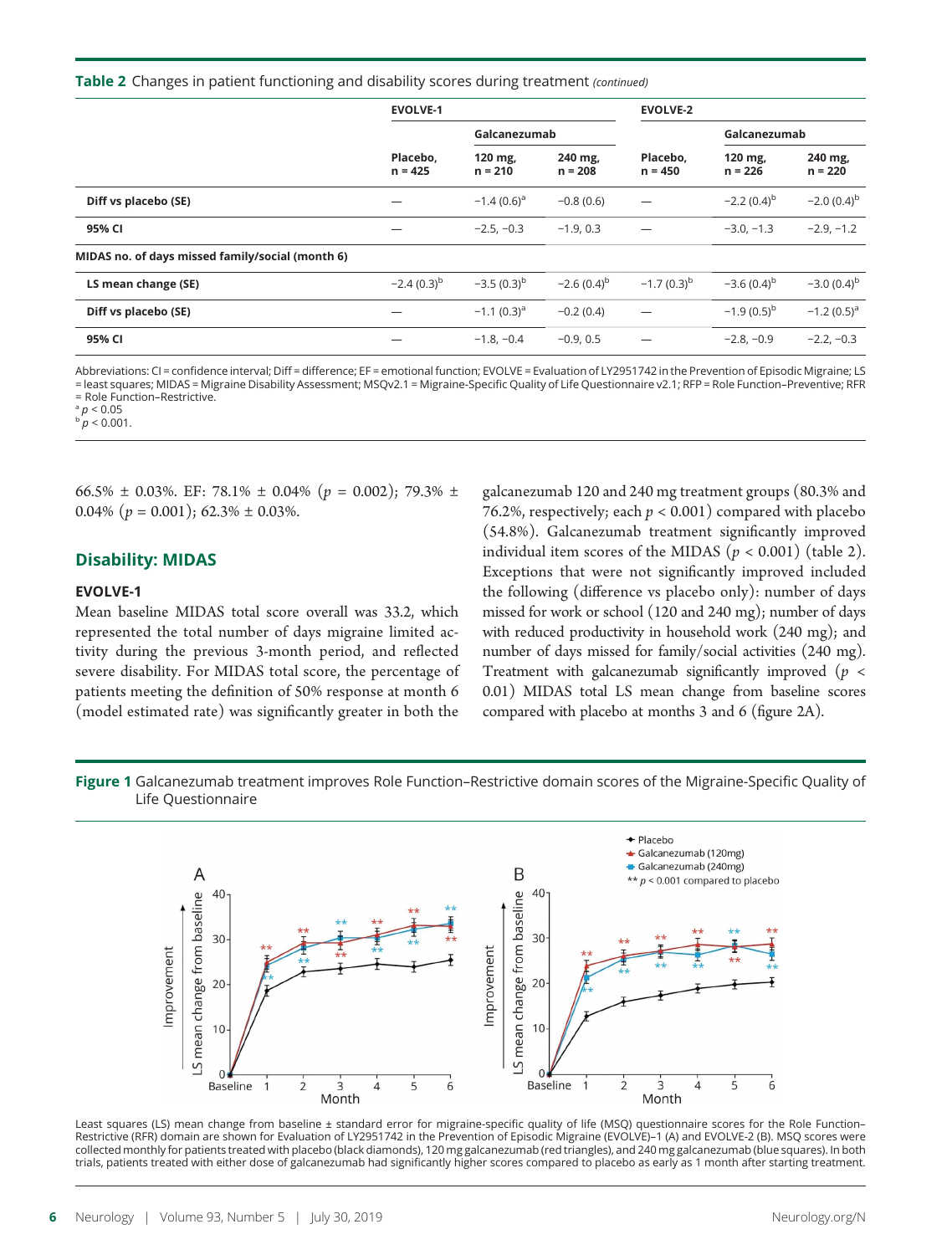**Table 2** Changes in patient functioning and disability scores during treatment *(continued)*

| | EVOLVE-1 | | | EVOLVE-2 | | |
|---|---|---|---|---|---|---|
| | | Galcanezumab | | | Galcanezumab | |
| | Placebo, n = 425 | 120 mg, n = 210 | 240 mg, n = 208 | Placebo, n = 450 | 120 mg, n = 226 | 240 mg, n = 220 |
| Diff vs placebo (SE) | — | −1.4 (0.6)[a] | −0.8 (0.6) | — | −2.2 (0.4)[b] | −2.0 (0.4)[b] |
| 95% CI | — | −2.5, −0.3 | −1.9, 0.3 | — | −3.0, −1.3 | −2.9, −1.2 |
| **MIDAS no. of days missed family/social (month 6)** | | | | | | |
| LS mean change (SE) | −2.4 (0.3)[b] | −3.5 (0.3)[b] | −2.6 (0.4)[b] | −1.7 (0.3)[b] | −3.6 (0.4)[b] | −3.0 (0.4)[b] |
| Diff vs placebo (SE) | — | −1.1 (0.3)[a] | −0.2 (0.4) | — | −1.9 (0.5)[b] | −1.2 (0.5)[a] |
| 95% CI | — | −1.8, −0.4 | −0.9, 0.5 | — | −2.8, −0.9 | −2.2, −0.3 |

Abbreviations: CI = confidence interval; Diff = difference; EF = emotional function; EVOLVE = Evaluation of LY2951742 in the Prevention of Episodic Migraine; LS = least squares; MIDAS = Migraine Disability Assessment; MSQv2.1 = Migraine-Specific Quality of Life Questionnaire v2.1; RFP = Role Function–Preventive; RFR = Role Function–Restrictive.
[a] $p < 0.05$
[b] $p < 0.001$.

66.5% ± 0.03%. EF: 78.1% ± 0.04% ($p = 0.002$); 79.3% ± 0.04% ($p = 0.001$); 62.3% ± 0.03%.

## Disability: MIDAS

### EVOLVE-1

Mean baseline MIDAS total score overall was 33.2, which represented the total number of days migraine limited activity during the previous 3-month period, and reflected severe disability. For MIDAS total score, the percentage of patients meeting the definition of 50% response at month 6 (model estimated rate) was significantly greater in both the galcanezumab 120 and 240 mg treatment groups (80.3% and 76.2%, respectively; each $p < 0.001$) compared with placebo (54.8%). Galcanezumab treatment significantly improved individual item scores of the MIDAS ($p < 0.001$) (table 2). Exceptions that were not significantly improved included the following (difference vs placebo only): number of days missed for work or school (120 and 240 mg); number of days with reduced productivity in household work (240 mg); and number of days missed for family/social activities (240 mg). Treatment with galcanezumab significantly improved ($p < 0.01$) MIDAS total LS mean change from baseline scores compared with placebo at months 3 and 6 (figure 2A).

**Figure 1** Galcanezumab treatment improves Role Function–Restrictive domain scores of the Migraine-Specific Quality of Life Questionnaire

Least squares (LS) mean change from baseline ± standard error for migraine-specific quality of life (MSQ) questionnaire scores for the Role Function–Restrictive (RFR) domain are shown for Evaluation of LY2951742 in the Prevention of Episodic Migraine (EVOLVE)–1 (A) and EVOLVE-2 (B). MSQ scores were collected monthly for patients treated with placebo (black diamonds), 120 mg galcanezumab (red triangles), and 240 mg galcanezumab (blue squares). In both trials, patients treated with either dose of galcanezumab had significantly higher scores compared to placebo as early as 1 month after starting treatment.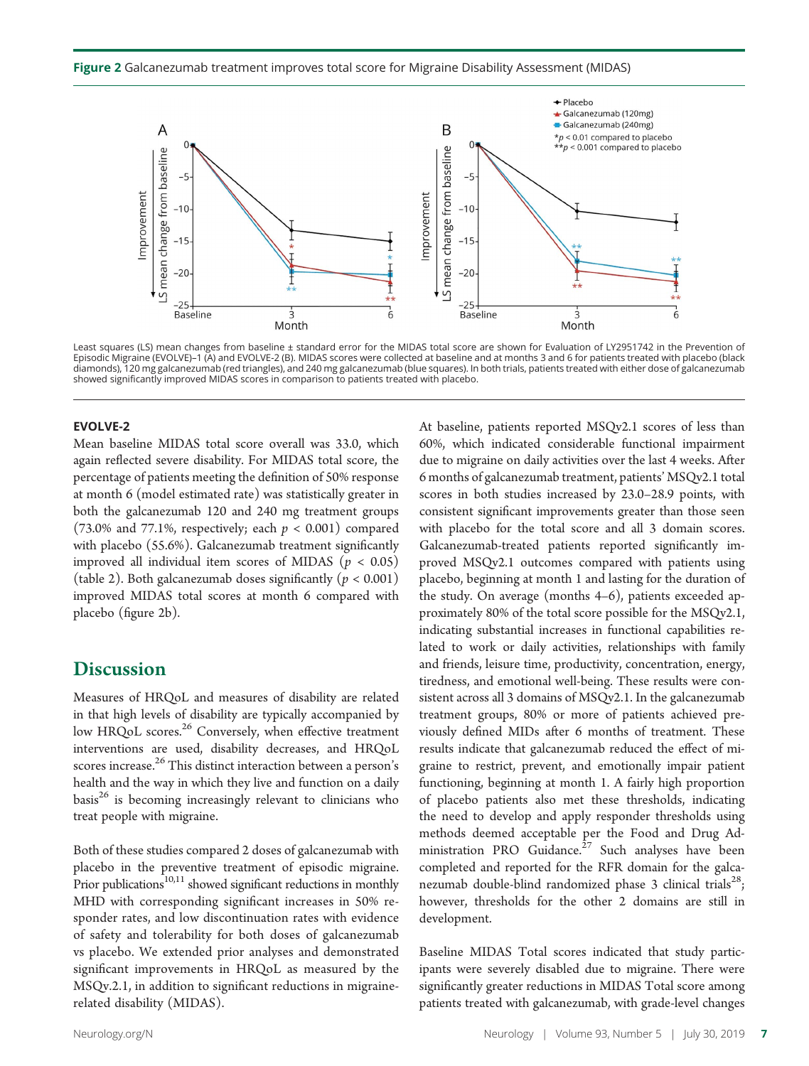**Figure 2** Galcanezumab treatment improves total score for Migraine Disability Assessment (MIDAS)

Least squares (LS) mean changes from baseline ± standard error for the MIDAS total score are shown for Evaluation of LY2951742 in the Prevention of Episodic Migraine (EVOLVE)–1 (A) and EVOLVE-2 (B). MIDAS scores were collected at baseline and at months 3 and 6 for patients treated with placebo (black diamonds), 120 mg galcanezumab (red triangles), and 240 mg galcanezumab (blue squares). In both trials, patients treated with either dose of galcanezumab showed significantly improved MIDAS scores in comparison to patients treated with placebo.

#### EVOLVE-2

Mean baseline MIDAS total score overall was 33.0, which again reflected severe disability. For MIDAS total score, the percentage of patients meeting the definition of 50% response at month 6 (model estimated rate) was statistically greater in both the galcanezumab 120 and 240 mg treatment groups (73.0% and 77.1%, respectively; each $p < 0.001$) compared with placebo (55.6%). Galcanezumab treatment significantly improved all individual item scores of MIDAS ($p < 0.05$) (table 2). Both galcanezumab doses significantly ($p < 0.001$) improved MIDAS total scores at month 6 compared with placebo (figure 2b).

## Discussion

Measures of HRQoL and measures of disability are related in that high levels of disability are typically accompanied by low HRQoL scores.[26] Conversely, when effective treatment interventions are used, disability decreases, and HRQoL scores increase.[26] This distinct interaction between a person's health and the way in which they live and function on a daily basis[26] is becoming increasingly relevant to clinicians who treat people with migraine.

Both of these studies compared 2 doses of galcanezumab with placebo in the preventive treatment of episodic migraine. Prior publications[10,11] showed significant reductions in monthly MHD with corresponding significant increases in 50% responder rates, and low discontinuation rates with evidence of safety and tolerability for both doses of galcanezumab vs placebo. We extended prior analyses and demonstrated significant improvements in HRQoL as measured by the MSQv.2.1, in addition to significant reductions in migraine-related disability (MIDAS).

At baseline, patients reported MSQv2.1 scores of less than 60%, which indicated considerable functional impairment due to migraine on daily activities over the last 4 weeks. After 6 months of galcanezumab treatment, patients' MSQv2.1 total scores in both studies increased by 23.0–28.9 points, with consistent significant improvements greater than those seen with placebo for the total score and all 3 domain scores. Galcanezumab-treated patients reported significantly improved MSQv2.1 outcomes compared with patients using placebo, beginning at month 1 and lasting for the duration of the study. On average (months 4–6), patients exceeded approximately 80% of the total score possible for the MSQv2.1, indicating substantial increases in functional capabilities related to work or daily activities, relationships with family and friends, leisure time, productivity, concentration, energy, tiredness, and emotional well-being. These results were consistent across all 3 domains of MSQv2.1. In the galcanezumab treatment groups, 80% or more of patients achieved previously defined MIDs after 6 months of treatment. These results indicate that galcanezumab reduced the effect of migraine to restrict, prevent, and emotionally impair patient functioning, beginning at month 1. A fairly high proportion of placebo patients also met these thresholds, indicating the need to develop and apply responder thresholds using methods deemed acceptable per the Food and Drug Administration PRO Guidance.[27] Such analyses have been completed and reported for the RFR domain for the galcanezumab double-blind randomized phase 3 clinical trials[28]; however, thresholds for the other 2 domains are still in development.

Baseline MIDAS Total scores indicated that study participants were severely disabled due to migraine. There were significantly greater reductions in MIDAS Total score among patients treated with galcanezumab, with grade-level changes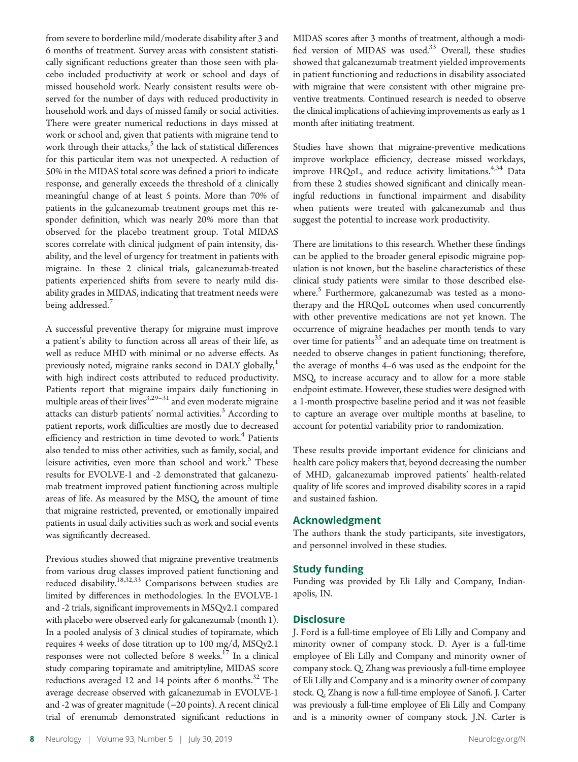from severe to borderline mild/moderate disability after 3 and 6 months of treatment. Survey areas with consistent statistically significant reductions greater than those seen with placebo included productivity at work or school and days of missed household work. Nearly consistent results were observed for the number of days with reduced productivity in household work and days of missed family or social activities. There were greater numerical reductions in days missed at work or school and, given that patients with migraine tend to work through their attacks,[5] the lack of statistical differences for this particular item was not unexpected. A reduction of 50% in the MIDAS total score was defined a priori to indicate response, and generally exceeds the threshold of a clinically meaningful change of at least 5 points. More than 70% of patients in the galcanezumab treatment groups met this responder definition, which was nearly 20% more than that observed for the placebo treatment group. Total MIDAS scores correlate with clinical judgment of pain intensity, disability, and the level of urgency for treatment in patients with migraine. In these 2 clinical trials, galcanezumab-treated patients experienced shifts from severe to nearly mild disability grades in MIDAS, indicating that treatment needs were being addressed.[7]

A successful preventive therapy for migraine must improve a patient's ability to function across all areas of their life, as well as reduce MHD with minimal or no adverse effects. As previously noted, migraine ranks second in DALY globally,[1] with high indirect costs attributed to reduced productivity. Patients report that migraine impairs daily functioning in multiple areas of their lives[3,29–31] and even moderate migraine attacks can disturb patients' normal activities.[3] According to patient reports, work difficulties are mostly due to decreased efficiency and restriction in time devoted to work.[4] Patients also tended to miss other activities, such as family, social, and leisure activities, even more than school and work.[5] These results for EVOLVE-1 and -2 demonstrated that galcanezumab treatment improved patient functioning across multiple areas of life. As measured by the MSQ, the amount of time that migraine restricted, prevented, or emotionally impaired patients in usual daily activities such as work and social events was significantly decreased.

Previous studies showed that migraine preventive treatments from various drug classes improved patient functioning and reduced disability.[18,32,33] Comparisons between studies are limited by differences in methodologies. In the EVOLVE-1 and -2 trials, significant improvements in MSQv2.1 compared with placebo were observed early for galcanezumab (month 1). In a pooled analysis of 3 clinical studies of topiramate, which requires 4 weeks of dose titration up to 100 mg/d, MSQv2.1 responses were not collected before 8 weeks.[17] In a clinical study comparing topiramate and amitriptyline, MIDAS score reductions averaged 12 and 14 points after 6 months.[32] The average decrease observed with galcanezumab in EVOLVE-1 and -2 was of greater magnitude (−20 points). A recent clinical trial of erenumab demonstrated significant reductions in MIDAS scores after 3 months of treatment, although a modified version of MIDAS was used.[33] Overall, these studies showed that galcanezumab treatment yielded improvements in patient functioning and reductions in disability associated with migraine that were consistent with other migraine preventive treatments. Continued research is needed to observe the clinical implications of achieving improvements as early as 1 month after initiating treatment.

Studies have shown that migraine-preventive medications improve workplace efficiency, decrease missed workdays, improve HRQoL, and reduce activity limitations.[4,34] Data from these 2 studies showed significant and clinically meaningful reductions in functional impairment and disability when patients were treated with galcanezumab and thus suggest the potential to increase work productivity.

There are limitations to this research. Whether these findings can be applied to the broader general episodic migraine population is not known, but the baseline characteristics of these clinical study patients were similar to those described elsewhere.[5] Furthermore, galcanezumab was tested as a monotherapy and the HRQoL outcomes when used concurrently with other preventive medications are not yet known. The occurrence of migraine headaches per month tends to vary over time for patients[35] and an adequate time on treatment is needed to observe changes in patient functioning; therefore, the average of months 4–6 was used as the endpoint for the MSQ, to increase accuracy and to allow for a more stable endpoint estimate. However, these studies were designed with a 1-month prospective baseline period and it was not feasible to capture an average over multiple months at baseline, to account for potential variability prior to randomization.

These results provide important evidence for clinicians and health care policy makers that, beyond decreasing the number of MHD, galcanezumab improved patients' health-related quality of life scores and improved disability scores in a rapid and sustained fashion.

## Acknowledgment

The authors thank the study participants, site investigators, and personnel involved in these studies.

## Study funding

Funding was provided by Eli Lilly and Company, Indianapolis, IN.

## Disclosure

J. Ford is a full-time employee of Eli Lilly and Company and minority owner of company stock. D. Ayer is a full-time employee of Eli Lilly and Company and minority owner of company stock. Q. Zhang was previously a full-time employee of Eli Lilly and Company and is a minority owner of company stock. Q. Zhang is now a full-time employee of Sanofi. J. Carter was previously a full-time employee of Eli Lilly and Company and is a minority owner of company stock. J.N. Carter is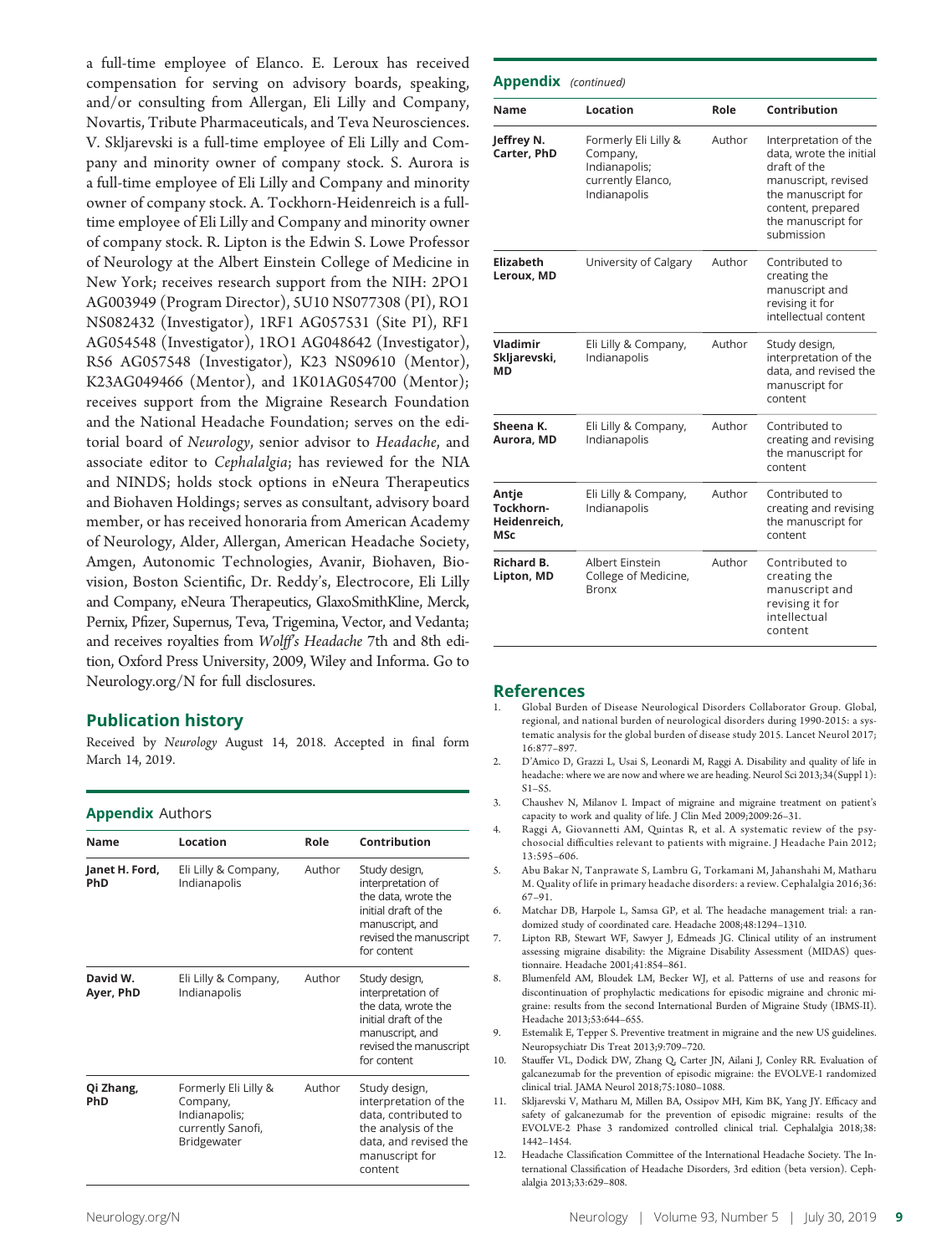a full-time employee of Elanco. E. Leroux has received compensation for serving on advisory boards, speaking, and/or consulting from Allergan, Eli Lilly and Company, Novartis, Tribute Pharmaceuticals, and Teva Neurosciences. V. Skljarevski is a full-time employee of Eli Lilly and Company and minority owner of company stock. S. Aurora is a full-time employee of Eli Lilly and Company and minority owner of company stock. A. Tockhorn-Heidenreich is a full-time employee of Eli Lilly and Company and minority owner of company stock. R. Lipton is the Edwin S. Lowe Professor of Neurology at the Albert Einstein College of Medicine in New York; receives research support from the NIH: 2PO1 AG003949 (Program Director), 5U10 NS077308 (PI), RO1 NS082432 (Investigator), 1RF1 AG057531 (Site PI), RF1 AG054548 (Investigator), 1RO1 AG048642 (Investigator), R56 AG057548 (Investigator), K23 NS09610 (Mentor), K23AG049466 (Mentor), and 1K01AG054700 (Mentor); receives support from the Migraine Research Foundation and the National Headache Foundation; serves on the editorial board of *Neurology*, senior advisor to *Headache*, and associate editor to *Cephalalgia*; has reviewed for the NIA and NINDS; holds stock options in eNeura Therapeutics and Biohaven Holdings; serves as consultant, advisory board member, or has received honoraria from American Academy of Neurology, Alder, Allergan, American Headache Society, Amgen, Autonomic Technologies, Avanir, Biohaven, Biovision, Boston Scientific, Dr. Reddy's, Electrocore, Eli Lilly and Company, eNeura Therapeutics, GlaxoSmithKline, Merck, Pernix, Pfizer, Supernus, Teva, Trigemina, Vector, and Vedanta; and receives royalties from *Wolff's Headache* 7th and 8th edition, Oxford Press University, 2009, Wiley and Informa. Go to Neurology.org/N for full disclosures.

## Publication history

Received by *Neurology* August 14, 2018. Accepted in final form March 14, 2019.

### Appendix Authors

| Name | Location | Role | Contribution |
|---|---|---|---|
| **Janet H. Ford, PhD** | Eli Lilly & Company, Indianapolis | Author | Study design, interpretation of the data, wrote the initial draft of the manuscript, and revised the manuscript for content |
| **David W. Ayer, PhD** | Eli Lilly & Company, Indianapolis | Author | Study design, interpretation of the data, wrote the initial draft of the manuscript, and revised the manuscript for content |
| **Qi Zhang, PhD** | Formerly Eli Lilly & Company, Indianapolis; currently Sanofi, Bridgewater | Author | Study design, interpretation of the data, contributed to the analysis of the data, and revised the manuscript for content |
| **Jeffrey N. Carter, PhD** | Formerly Eli Lilly & Company, Indianapolis; currently Elanco, Indianapolis | Author | Interpretation of the data, wrote the initial draft of the manuscript, revised the manuscript for content, prepared the manuscript for submission |
| **Elizabeth Leroux, MD** | University of Calgary | Author | Contributed to creating the manuscript and revising it for intellectual content |
| **Vladimir Skljarevski, MD** | Eli Lilly & Company, Indianapolis | Author | Study design, interpretation of the data, and revised the manuscript for content |
| **Sheena K. Aurora, MD** | Eli Lilly & Company, Indianapolis | Author | Contributed to creating and revising the manuscript for content |
| **Antje Tockhorn-Heidenreich, MSc** | Eli Lilly & Company, Indianapolis | Author | Contributed to creating and revising the manuscript for content |
| **Richard B. Lipton, MD** | Albert Einstein College of Medicine, Bronx | Author | Contributed to creating the manuscript and revising it for intellectual content |

## References

1. Global Burden of Disease Neurological Disorders Collaborator Group. Global, regional, and national burden of neurological disorders during 1990-2015: a systematic analysis for the global burden of disease study 2015. Lancet Neurol 2017;16:877–897.
2. D'Amico D, Grazzi L, Usai S, Leonardi M, Raggi A. Disability and quality of life in headache: where we are now and where we are heading. Neurol Sci 2013;34(Suppl 1):S1–S5.
3. Chaushev N, Milanov I. Impact of migraine and migraine treatment on patient's capacity to work and quality of life. J Clin Med 2009;2009:26–31.
4. Raggi A, Giovannetti AM, Quintas R, et al. A systematic review of the psychosocial difficulties relevant to patients with migraine. J Headache Pain 2012;13:595–606.
5. Abu Bakar N, Tanprawate S, Lambru G, Torkamani M, Jahanshahi M, Matharu M. Quality of life in primary headache disorders: a review. Cephalalgia 2016;36:67–91.
6. Matchar DB, Harpole L, Samsa GP, et al. The headache management trial: a randomized study of coordinated care. Headache 2008;48:1294–1310.
7. Lipton RB, Stewart WF, Sawyer J, Edmeads JG. Clinical utility of an instrument assessing migraine disability: the Migraine Disability Assessment (MIDAS) questionnaire. Headache 2001;41:854–861.
8. Blumenfeld AM, Bloudek LM, Becker WJ, et al. Patterns of use and reasons for discontinuation of prophylactic medications for episodic migraine and chronic migraine: results from the second International Burden of Migraine Study (IBMS-II). Headache 2013;53:644–655.
9. Estemalik E, Tepper S. Preventive treatment in migraine and the new US guidelines. Neuropsychiatr Dis Treat 2013;9:709–720.
10. Stauffer VL, Dodick DW, Zhang Q, Carter JN, Ailani J, Conley RR. Evaluation of galcanezumab for the prevention of episodic migraine: the EVOLVE-1 randomized clinical trial. JAMA Neurol 2018;75:1080–1088.
11. Skljarevski V, Matharu M, Millen BA, Ossipov MH, Kim BK, Yang JY. Efficacy and safety of galcanezumab for the prevention of episodic migraine: results of the EVOLVE-2 Phase 3 randomized controlled clinical trial. Cephalalgia 2018;38:1442–1454.
12. Headache Classification Committee of the International Headache Society. The International Classification of Headache Disorders, 3rd edition (beta version). Cephalalgia 2013;33:629–808.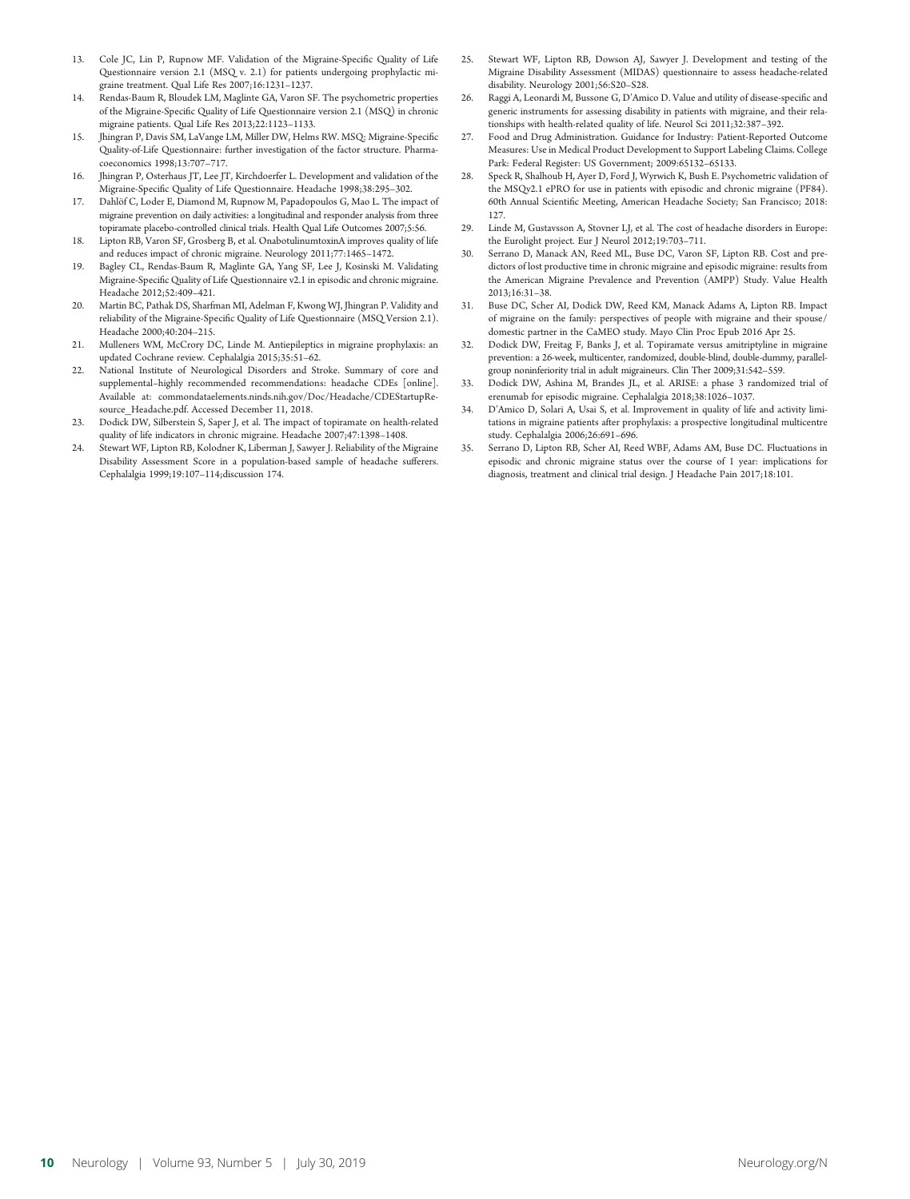13. Cole JC, Lin P, Rupnow MF. Validation of the Migraine-Specific Quality of Life Questionnaire version 2.1 (MSQ v. 2.1) for patients undergoing prophylactic migraine treatment. Qual Life Res 2007;16:1231–1237.
14. Rendas-Baum R, Bloudek LM, Maglinte GA, Varon SF. The psychometric properties of the Migraine-Specific Quality of Life Questionnaire version 2.1 (MSQ) in chronic migraine patients. Qual Life Res 2013;22:1123–1133.
15. Jhingran P, Davis SM, LaVange LM, Miller DW, Helms RW. MSQ: Migraine-Specific Quality-of-Life Questionnaire: further investigation of the factor structure. Pharmacoeconomics 1998;13:707–717.
16. Jhingran P, Osterhaus JT, Lee JT, Kirchdoerfer L. Development and validation of the Migraine-Specific Quality of Life Questionnaire. Headache 1998;38:295–302.
17. Dahlöf C, Loder E, Diamond M, Rupnow M, Papadopoulos G, Mao L. The impact of migraine prevention on daily activities: a longitudinal and responder analysis from three topiramate placebo-controlled clinical trials. Health Qual Life Outcomes 2007;5:56.
18. Lipton RB, Varon SF, Grosberg B, et al. OnabotulinumtoxinA improves quality of life and reduces impact of chronic migraine. Neurology 2011;77:1465–1472.
19. Bagley CL, Rendas-Baum R, Maglinte GA, Yang SF, Lee J, Kosinski M. Validating Migraine-Specific Quality of Life Questionnaire v2.1 in episodic and chronic migraine. Headache 2012;52:409–421.
20. Martin BC, Pathak DS, Sharfman MI, Adelman F, Kwong WJ, Jhingran P. Validity and reliability of the Migraine-Specific Quality of Life Questionnaire (MSQ Version 2.1). Headache 2000;40:204–215.
21. Mulleners WM, McCrory DC, Linde M. Antiepileptics in migraine prophylaxis: an updated Cochrane review. Cephalalgia 2015;35:51–62.
22. National Institute of Neurological Disorders and Stroke. Summary of core and supplemental–highly recommended recommendations: headache CDEs [online]. Available at: commondataelements.ninds.nih.gov/Doc/Headache/CDEStartupResource_Headache.pdf. Accessed December 11, 2018.
23. Dodick DW, Silberstein S, Saper J, et al. The impact of topiramate on health-related quality of life indicators in chronic migraine. Headache 2007;47:1398–1408.
24. Stewart WF, Lipton RB, Kolodner K, Liberman J, Sawyer J. Reliability of the Migraine Disability Assessment Score in a population-based sample of headache sufferers. Cephalalgia 1999;19:107–114;discussion 174.
25. Stewart WF, Lipton RB, Dowson AJ, Sawyer J. Development and testing of the Migraine Disability Assessment (MIDAS) questionnaire to assess headache-related disability. Neurology 2001;56:S20–S28.
26. Raggi A, Leonardi M, Bussone G, D'Amico D. Value and utility of disease-specific and generic instruments for assessing disability in patients with migraine, and their relationships with health-related quality of life. Neurol Sci 2011;32:387–392.
27. Food and Drug Administration. Guidance for Industry: Patient-Reported Outcome Measures: Use in Medical Product Development to Support Labeling Claims. College Park: Federal Register: US Government; 2009:65132–65133.
28. Speck R, Shalhoub H, Ayer D, Ford J, Wyrwich K, Bush E. Psychometric validation of the MSQv2.1 ePRO for use in patients with episodic and chronic migraine (PF84). 60th Annual Scientific Meeting, American Headache Society; San Francisco; 2018: 127.
29. Linde M, Gustavsson A, Stovner LJ, et al. The cost of headache disorders in Europe: the Eurolight project. Eur J Neurol 2012;19:703–711.
30. Serrano D, Manack AN, Reed ML, Buse DC, Varon SF, Lipton RB. Cost and predictors of lost productive time in chronic migraine and episodic migraine: results from the American Migraine Prevalence and Prevention (AMPP) Study. Value Health 2013;16:31–38.
31. Buse DC, Scher AI, Dodick DW, Reed KM, Manack Adams A, Lipton RB. Impact of migraine on the family: perspectives of people with migraine and their spouse/domestic partner in the CaMEO study. Mayo Clin Proc Epub 2016 Apr 25.
32. Dodick DW, Freitag F, Banks J, et al. Topiramate versus amitriptyline in migraine prevention: a 26-week, multicenter, randomized, double-blind, double-dummy, parallel-group noninferiority trial in adult migraineurs. Clin Ther 2009;31:542–559.
33. Dodick DW, Ashina M, Brandes JL, et al. ARISE: a phase 3 randomized trial of erenumab for episodic migraine. Cephalalgia 2018;38:1026–1037.
34. D'Amico D, Solari A, Usai S, et al. Improvement in quality of life and activity limitations in migraine patients after prophylaxis: a prospective longitudinal multicentre study. Cephalalgia 2006;26:691–696.
35. Serrano D, Lipton RB, Scher AI, Reed WBF, Adams AM, Buse DC. Fluctuations in episodic and chronic migraine status over the course of 1 year: implications for diagnosis, treatment and clinical trial design. J Headache Pain 2017;18:101.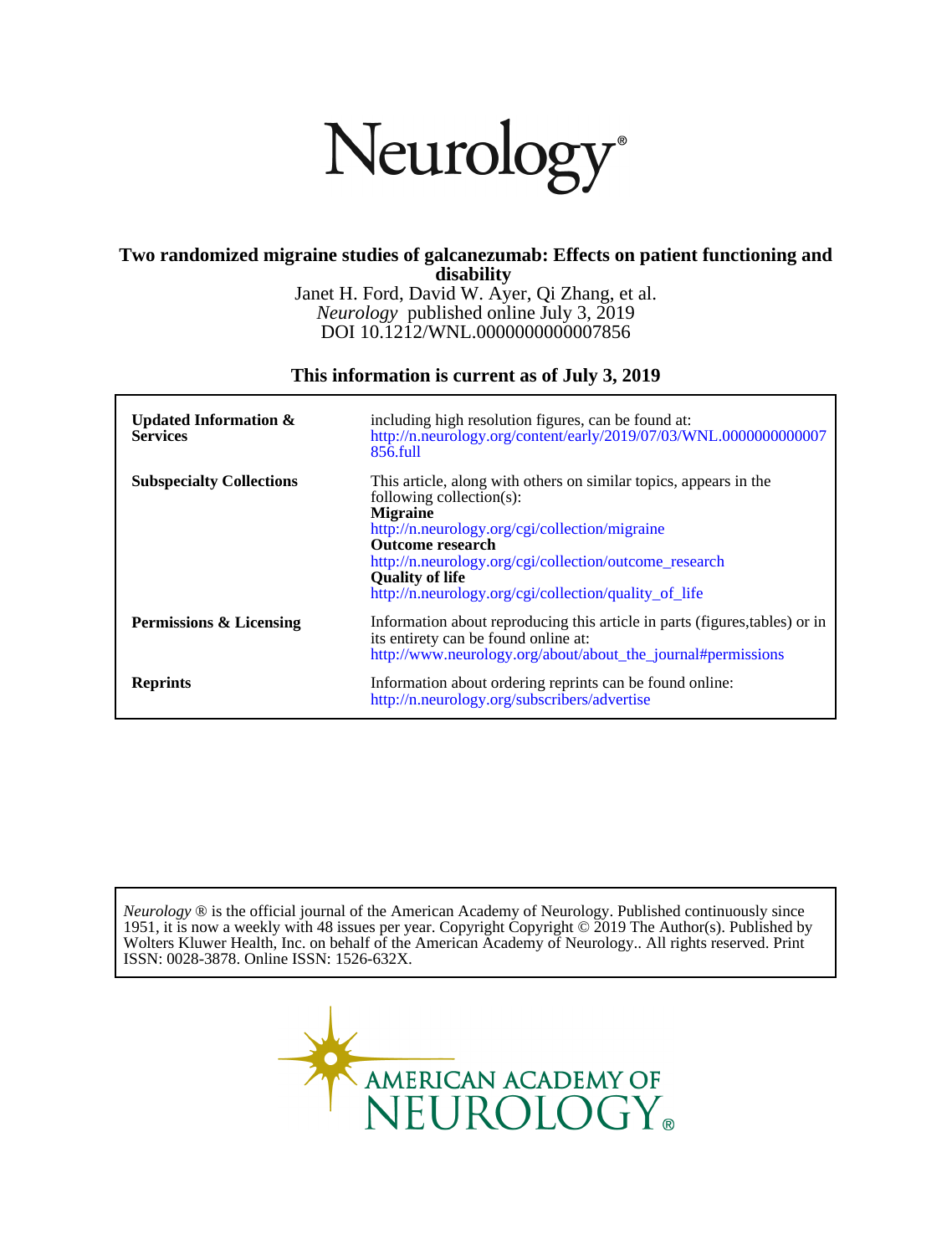# Neurology®

**Two randomized migraine studies of galcanezumab: Effects on patient functioning and disability**

Janet H. Ford, David W. Ayer, Qi Zhang, et al.

*Neurology* published online July 3, 2019

DOI 10.1212/WNL.0000000000007856

**This information is current as of July 3, 2019**

| | |
|---|---|
| **Updated Information & Services** | including high resolution figures, can be found at: http://n.neurology.org/content/early/2019/07/03/WNL.0000000000007856.full |
| **Subspecialty Collections** | This article, along with others on similar topics, appears in the following collection(s): **Migraine** http://n.neurology.org/cgi/collection/migraine **Outcome research** http://n.neurology.org/cgi/collection/outcome_research **Quality of life** http://n.neurology.org/cgi/collection/quality_of_life |
| **Permissions & Licensing** | Information about reproducing this article in parts (figures,tables) or in its entirety can be found online at: http://www.neurology.org/about/about_the_journal#permissions |
| **Reprints** | Information about ordering reprints can be found online: http://n.neurology.org/subscribers/advertise |

*Neurology* ® is the official journal of the American Academy of Neurology. Published continuously since 1951, it is now a weekly with 48 issues per year. Copyright Copyright © 2019 The Author(s). Published by Wolters Kluwer Health, Inc. on behalf of the American Academy of Neurology.. All rights reserved. Print ISSN: 0028-3878. Online ISSN: 1526-632X.

AMERICAN ACADEMY OF NEUROLOGY®